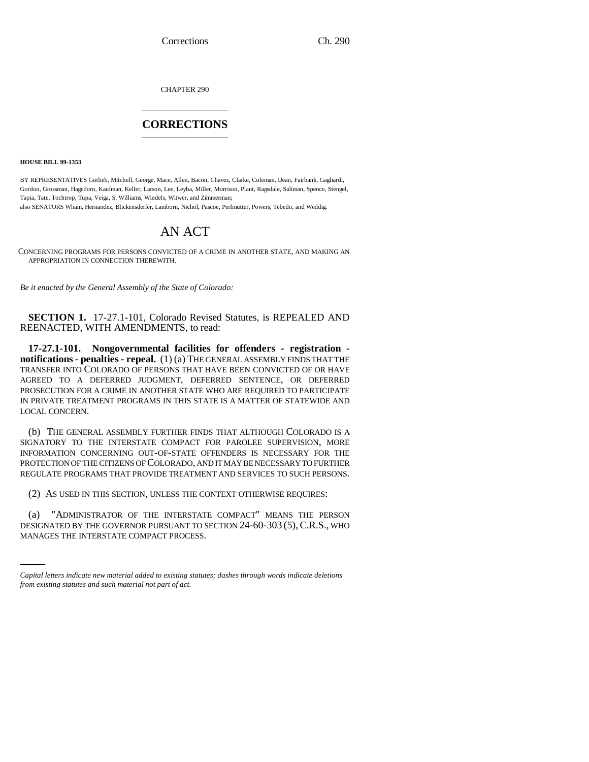CHAPTER 290

# CORRECTIONS

**HOUSE BILL 99-1353**

BY REPRESENTATIVES Gotlieb, Mitchell, George, Mace, Allen, Bacon, Chavez, Clarke, Coleman, Dean, Fairbank, Gagliardi, Gordon, Grossman, Hagedorn, Kaufman, Keller, Larson, Lee, Leyba, Miller, Morrison, Plant, Ragsdale, Saliman, Spence, Stengel, Tapia, Tate, Tochtrop, Tupa, Veiga, S. Williams, Windels, Witwer, and Zimmerman;
also SENATORS Wham, Hernandez, Blickensderfer, Lamborn, Nichol, Pascoe, Perlmutter, Powers, Tebedo, and Weddig.

# AN ACT

CONCERNING PROGRAMS FOR PERSONS CONVICTED OF A CRIME IN ANOTHER STATE, AND MAKING AN APPROPRIATION IN CONNECTION THEREWITH.

*Be it enacted by the General Assembly of the State of Colorado:*

**SECTION 1.** 17-27.1-101, Colorado Revised Statutes, is REPEALED AND REENACTED, WITH AMENDMENTS, to read:

**17-27.1-101. Nongovernmental facilities for offenders - registration - notifications - penalties - repeal.** (1) (a) THE GENERAL ASSEMBLY FINDS THAT THE TRANSFER INTO COLORADO OF PERSONS THAT HAVE BEEN CONVICTED OF OR HAVE AGREED TO A DEFERRED JUDGMENT, DEFERRED SENTENCE, OR DEFERRED PROSECUTION FOR A CRIME IN ANOTHER STATE WHO ARE REQUIRED TO PARTICIPATE IN PRIVATE TREATMENT PROGRAMS IN THIS STATE IS A MATTER OF STATEWIDE AND LOCAL CONCERN.

(b) THE GENERAL ASSEMBLY FURTHER FINDS THAT ALTHOUGH COLORADO IS A SIGNATORY TO THE INTERSTATE COMPACT FOR PAROLEE SUPERVISION, MORE INFORMATION CONCERNING OUT-OF-STATE OFFENDERS IS NECESSARY FOR THE PROTECTION OF THE CITIZENS OF COLORADO, AND IT MAY BE NECESSARY TO FURTHER REGULATE PROGRAMS THAT PROVIDE TREATMENT AND SERVICES TO SUCH PERSONS.

(2) AS USED IN THIS SECTION, UNLESS THE CONTEXT OTHERWISE REQUIRES:

(a) "ADMINISTRATOR OF THE INTERSTATE COMPACT" MEANS THE PERSON DESIGNATED BY THE GOVERNOR PURSUANT TO SECTION 24-60-303 (5), C.R.S., WHO MANAGES THE INTERSTATE COMPACT PROCESS.

*Capital letters indicate new material added to existing statutes; dashes through words indicate deletions from existing statutes and such material not part of act.*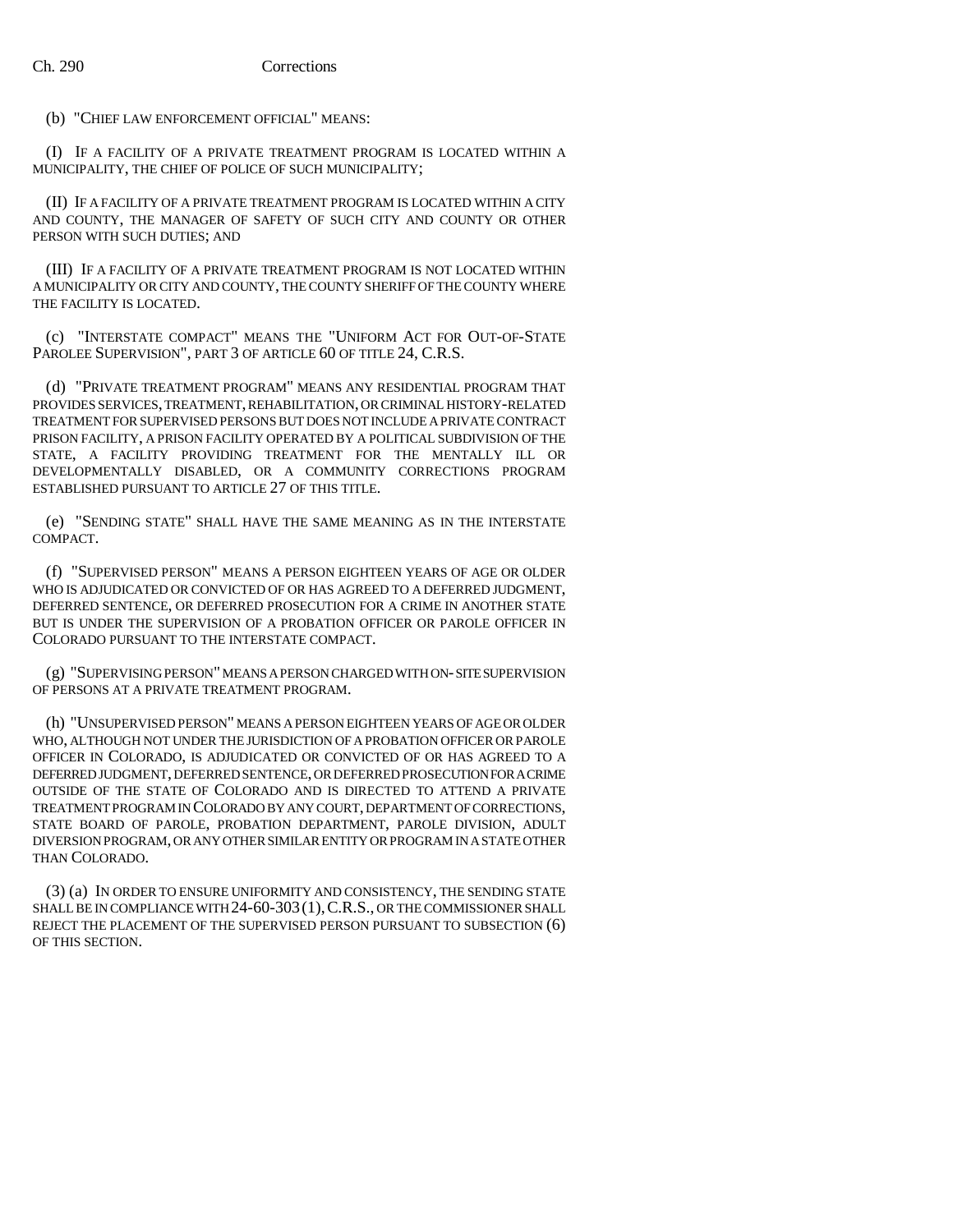(b) "CHIEF LAW ENFORCEMENT OFFICIAL" MEANS:

(I) IF A FACILITY OF A PRIVATE TREATMENT PROGRAM IS LOCATED WITHIN A MUNICIPALITY, THE CHIEF OF POLICE OF SUCH MUNICIPALITY;

(II) IF A FACILITY OF A PRIVATE TREATMENT PROGRAM IS LOCATED WITHIN A CITY AND COUNTY, THE MANAGER OF SAFETY OF SUCH CITY AND COUNTY OR OTHER PERSON WITH SUCH DUTIES; AND

(III) IF A FACILITY OF A PRIVATE TREATMENT PROGRAM IS NOT LOCATED WITHIN A MUNICIPALITY OR CITY AND COUNTY, THE COUNTY SHERIFF OF THE COUNTY WHERE THE FACILITY IS LOCATED.

(c) "INTERSTATE COMPACT" MEANS THE "UNIFORM ACT FOR OUT-OF-STATE PAROLEE SUPERVISION", PART 3 OF ARTICLE 60 OF TITLE 24, C.R.S.

(d) "PRIVATE TREATMENT PROGRAM" MEANS ANY RESIDENTIAL PROGRAM THAT PROVIDES SERVICES, TREATMENT, REHABILITATION, OR CRIMINAL HISTORY-RELATED TREATMENT FOR SUPERVISED PERSONS BUT DOES NOT INCLUDE A PRIVATE CONTRACT PRISON FACILITY, A PRISON FACILITY OPERATED BY A POLITICAL SUBDIVISION OF THE STATE, A FACILITY PROVIDING TREATMENT FOR THE MENTALLY ILL OR DEVELOPMENTALLY DISABLED, OR A COMMUNITY CORRECTIONS PROGRAM ESTABLISHED PURSUANT TO ARTICLE 27 OF THIS TITLE.

(e) "SENDING STATE" SHALL HAVE THE SAME MEANING AS IN THE INTERSTATE COMPACT.

(f) "SUPERVISED PERSON" MEANS A PERSON EIGHTEEN YEARS OF AGE OR OLDER WHO IS ADJUDICATED OR CONVICTED OF OR HAS AGREED TO A DEFERRED JUDGMENT, DEFERRED SENTENCE, OR DEFERRED PROSECUTION FOR A CRIME IN ANOTHER STATE BUT IS UNDER THE SUPERVISION OF A PROBATION OFFICER OR PAROLE OFFICER IN COLORADO PURSUANT TO THE INTERSTATE COMPACT.

(g) "SUPERVISING PERSON" MEANS A PERSON CHARGED WITH ON-SITE SUPERVISION OF PERSONS AT A PRIVATE TREATMENT PROGRAM.

(h) "UNSUPERVISED PERSON" MEANS A PERSON EIGHTEEN YEARS OF AGE OR OLDER WHO, ALTHOUGH NOT UNDER THE JURISDICTION OF A PROBATION OFFICER OR PAROLE OFFICER IN COLORADO, IS ADJUDICATED OR CONVICTED OF OR HAS AGREED TO A DEFERRED JUDGMENT, DEFERRED SENTENCE, OR DEFERRED PROSECUTION FOR A CRIME OUTSIDE OF THE STATE OF COLORADO AND IS DIRECTED TO ATTEND A PRIVATE TREATMENT PROGRAM IN COLORADO BY ANY COURT, DEPARTMENT OF CORRECTIONS, STATE BOARD OF PAROLE, PROBATION DEPARTMENT, PAROLE DIVISION, ADULT DIVERSION PROGRAM, OR ANY OTHER SIMILAR ENTITY OR PROGRAM IN A STATE OTHER THAN COLORADO.

(3) (a) IN ORDER TO ENSURE UNIFORMITY AND CONSISTENCY, THE SENDING STATE SHALL BE IN COMPLIANCE WITH 24-60-303 (1), C.R.S., OR THE COMMISSIONER SHALL REJECT THE PLACEMENT OF THE SUPERVISED PERSON PURSUANT TO SUBSECTION (6) OF THIS SECTION.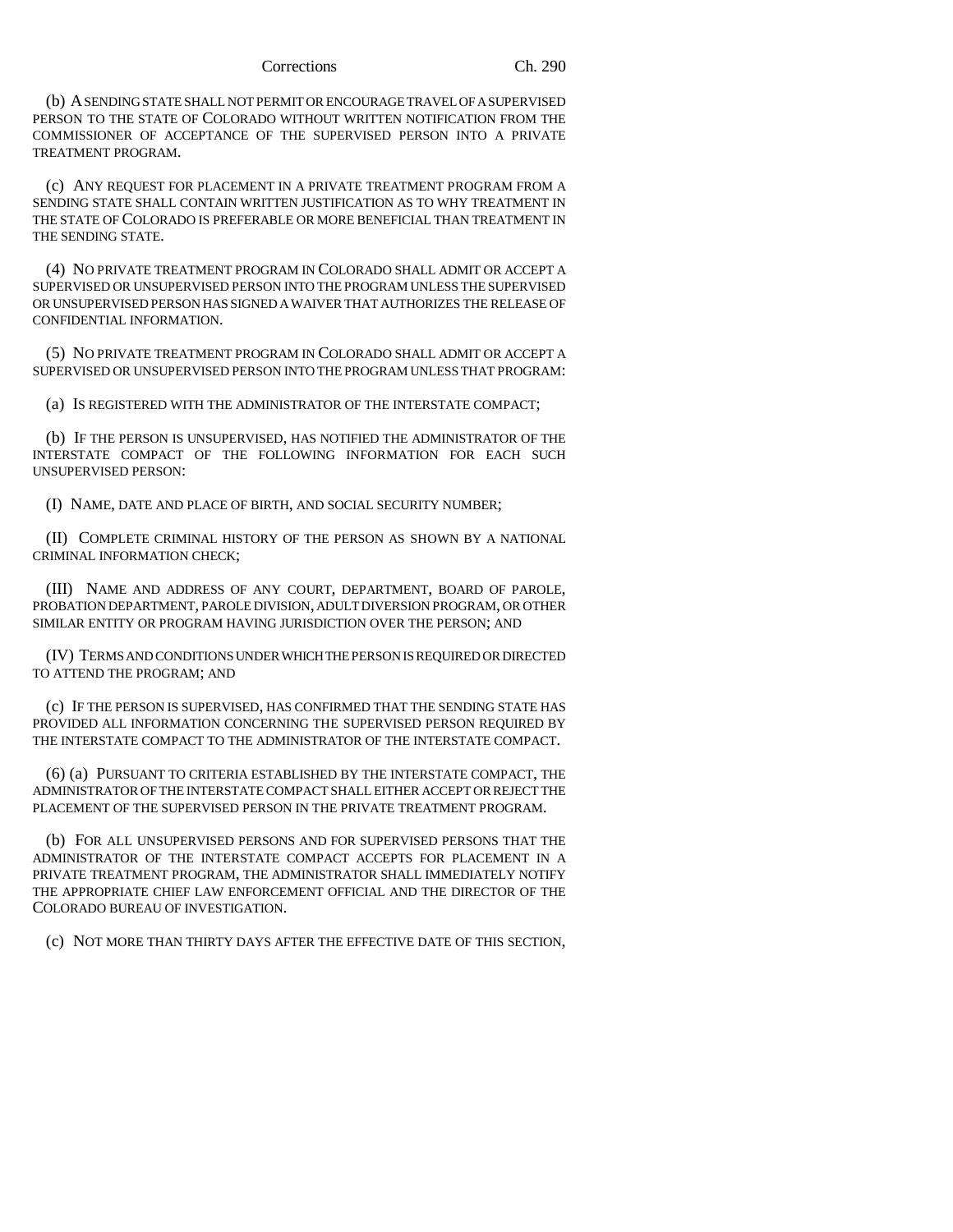(b) A SENDING STATE SHALL NOT PERMIT OR ENCOURAGE TRAVEL OF A SUPERVISED PERSON TO THE STATE OF COLORADO WITHOUT WRITTEN NOTIFICATION FROM THE COMMISSIONER OF ACCEPTANCE OF THE SUPERVISED PERSON INTO A PRIVATE TREATMENT PROGRAM.

(c) ANY REQUEST FOR PLACEMENT IN A PRIVATE TREATMENT PROGRAM FROM A SENDING STATE SHALL CONTAIN WRITTEN JUSTIFICATION AS TO WHY TREATMENT IN THE STATE OF COLORADO IS PREFERABLE OR MORE BENEFICIAL THAN TREATMENT IN THE SENDING STATE.

(4) NO PRIVATE TREATMENT PROGRAM IN COLORADO SHALL ADMIT OR ACCEPT A SUPERVISED OR UNSUPERVISED PERSON INTO THE PROGRAM UNLESS THE SUPERVISED OR UNSUPERVISED PERSON HAS SIGNED A WAIVER THAT AUTHORIZES THE RELEASE OF CONFIDENTIAL INFORMATION.

(5) NO PRIVATE TREATMENT PROGRAM IN COLORADO SHALL ADMIT OR ACCEPT A SUPERVISED OR UNSUPERVISED PERSON INTO THE PROGRAM UNLESS THAT PROGRAM:

(a) IS REGISTERED WITH THE ADMINISTRATOR OF THE INTERSTATE COMPACT;

(b) IF THE PERSON IS UNSUPERVISED, HAS NOTIFIED THE ADMINISTRATOR OF THE INTERSTATE COMPACT OF THE FOLLOWING INFORMATION FOR EACH SUCH UNSUPERVISED PERSON:

(I) NAME, DATE AND PLACE OF BIRTH, AND SOCIAL SECURITY NUMBER;

(II) COMPLETE CRIMINAL HISTORY OF THE PERSON AS SHOWN BY A NATIONAL CRIMINAL INFORMATION CHECK;

(III) NAME AND ADDRESS OF ANY COURT, DEPARTMENT, BOARD OF PAROLE, PROBATION DEPARTMENT, PAROLE DIVISION, ADULT DIVERSION PROGRAM, OR OTHER SIMILAR ENTITY OR PROGRAM HAVING JURISDICTION OVER THE PERSON; AND

(IV) TERMS AND CONDITIONS UNDER WHICH THE PERSON IS REQUIRED OR DIRECTED TO ATTEND THE PROGRAM; AND

(c) IF THE PERSON IS SUPERVISED, HAS CONFIRMED THAT THE SENDING STATE HAS PROVIDED ALL INFORMATION CONCERNING THE SUPERVISED PERSON REQUIRED BY THE INTERSTATE COMPACT TO THE ADMINISTRATOR OF THE INTERSTATE COMPACT.

(6) (a) PURSUANT TO CRITERIA ESTABLISHED BY THE INTERSTATE COMPACT, THE ADMINISTRATOR OF THE INTERSTATE COMPACT SHALL EITHER ACCEPT OR REJECT THE PLACEMENT OF THE SUPERVISED PERSON IN THE PRIVATE TREATMENT PROGRAM.

(b) FOR ALL UNSUPERVISED PERSONS AND FOR SUPERVISED PERSONS THAT THE ADMINISTRATOR OF THE INTERSTATE COMPACT ACCEPTS FOR PLACEMENT IN A PRIVATE TREATMENT PROGRAM, THE ADMINISTRATOR SHALL IMMEDIATELY NOTIFY THE APPROPRIATE CHIEF LAW ENFORCEMENT OFFICIAL AND THE DIRECTOR OF THE COLORADO BUREAU OF INVESTIGATION.

(c) NOT MORE THAN THIRTY DAYS AFTER THE EFFECTIVE DATE OF THIS SECTION,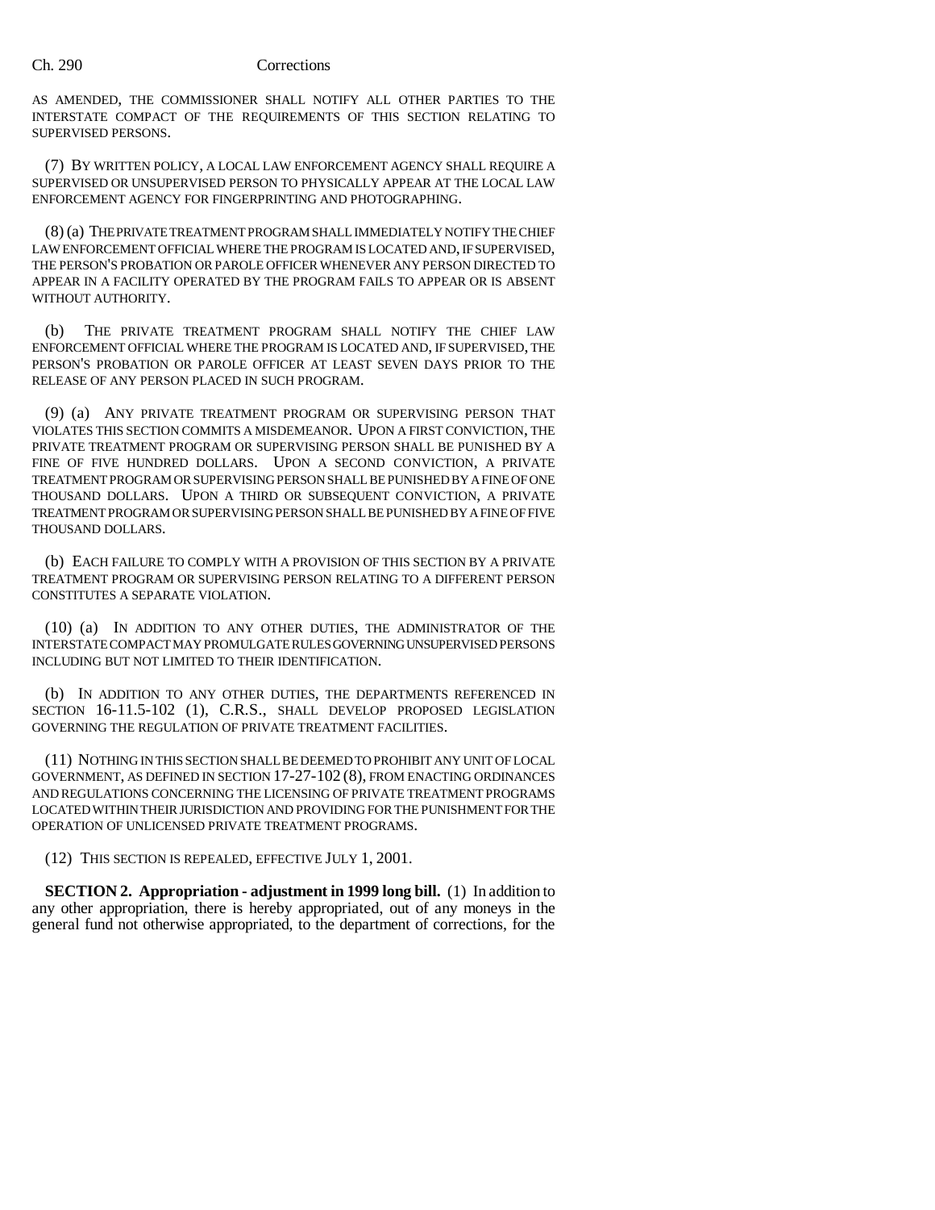AS AMENDED, THE COMMISSIONER SHALL NOTIFY ALL OTHER PARTIES TO THE INTERSTATE COMPACT OF THE REQUIREMENTS OF THIS SECTION RELATING TO SUPERVISED PERSONS.

(7) BY WRITTEN POLICY, A LOCAL LAW ENFORCEMENT AGENCY SHALL REQUIRE A SUPERVISED OR UNSUPERVISED PERSON TO PHYSICALLY APPEAR AT THE LOCAL LAW ENFORCEMENT AGENCY FOR FINGERPRINTING AND PHOTOGRAPHING.

(8) (a) THE PRIVATE TREATMENT PROGRAM SHALL IMMEDIATELY NOTIFY THE CHIEF LAW ENFORCEMENT OFFICIAL WHERE THE PROGRAM IS LOCATED AND, IF SUPERVISED, THE PERSON'S PROBATION OR PAROLE OFFICER WHENEVER ANY PERSON DIRECTED TO APPEAR IN A FACILITY OPERATED BY THE PROGRAM FAILS TO APPEAR OR IS ABSENT WITHOUT AUTHORITY.

(b) THE PRIVATE TREATMENT PROGRAM SHALL NOTIFY THE CHIEF LAW ENFORCEMENT OFFICIAL WHERE THE PROGRAM IS LOCATED AND, IF SUPERVISED, THE PERSON'S PROBATION OR PAROLE OFFICER AT LEAST SEVEN DAYS PRIOR TO THE RELEASE OF ANY PERSON PLACED IN SUCH PROGRAM.

(9) (a) ANY PRIVATE TREATMENT PROGRAM OR SUPERVISING PERSON THAT VIOLATES THIS SECTION COMMITS A MISDEMEANOR. UPON A FIRST CONVICTION, THE PRIVATE TREATMENT PROGRAM OR SUPERVISING PERSON SHALL BE PUNISHED BY A FINE OF FIVE HUNDRED DOLLARS. UPON A SECOND CONVICTION, A PRIVATE TREATMENT PROGRAM OR SUPERVISING PERSON SHALL BE PUNISHED BY A FINE OF ONE THOUSAND DOLLARS. UPON A THIRD OR SUBSEQUENT CONVICTION, A PRIVATE TREATMENT PROGRAM OR SUPERVISING PERSON SHALL BE PUNISHED BY A FINE OF FIVE THOUSAND DOLLARS.

(b) EACH FAILURE TO COMPLY WITH A PROVISION OF THIS SECTION BY A PRIVATE TREATMENT PROGRAM OR SUPERVISING PERSON RELATING TO A DIFFERENT PERSON CONSTITUTES A SEPARATE VIOLATION.

(10) (a) IN ADDITION TO ANY OTHER DUTIES, THE ADMINISTRATOR OF THE INTERSTATE COMPACT MAY PROMULGATE RULES GOVERNING UNSUPERVISED PERSONS INCLUDING BUT NOT LIMITED TO THEIR IDENTIFICATION.

(b) IN ADDITION TO ANY OTHER DUTIES, THE DEPARTMENTS REFERENCED IN SECTION 16-11.5-102 (1), C.R.S., SHALL DEVELOP PROPOSED LEGISLATION GOVERNING THE REGULATION OF PRIVATE TREATMENT FACILITIES.

(11) NOTHING IN THIS SECTION SHALL BE DEEMED TO PROHIBIT ANY UNIT OF LOCAL GOVERNMENT, AS DEFINED IN SECTION 17-27-102 (8), FROM ENACTING ORDINANCES AND REGULATIONS CONCERNING THE LICENSING OF PRIVATE TREATMENT PROGRAMS LOCATED WITHIN THEIR JURISDICTION AND PROVIDING FOR THE PUNISHMENT FOR THE OPERATION OF UNLICENSED PRIVATE TREATMENT PROGRAMS.

(12) THIS SECTION IS REPEALED, EFFECTIVE JULY 1, 2001.

**SECTION 2. Appropriation - adjustment in 1999 long bill.** (1) In addition to any other appropriation, there is hereby appropriated, out of any moneys in the general fund not otherwise appropriated, to the department of corrections, for the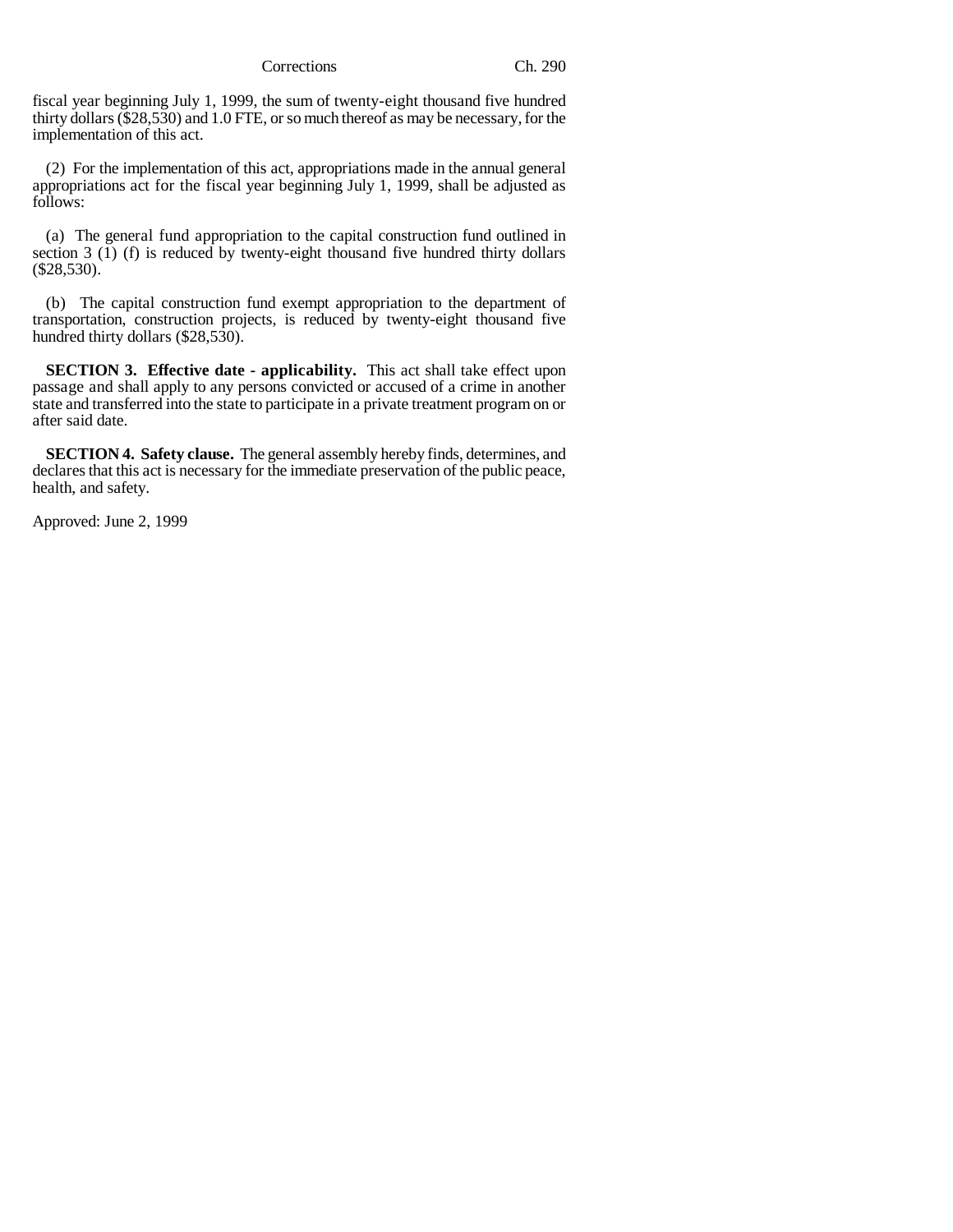fiscal year beginning July 1, 1999, the sum of twenty-eight thousand five hundred thirty dollars ($28,530) and 1.0 FTE, or so much thereof as may be necessary, for the implementation of this act.

(2) For the implementation of this act, appropriations made in the annual general appropriations act for the fiscal year beginning July 1, 1999, shall be adjusted as follows:

(a) The general fund appropriation to the capital construction fund outlined in section 3 (1) (f) is reduced by twenty-eight thousand five hundred thirty dollars ($28,530).

(b) The capital construction fund exempt appropriation to the department of transportation, construction projects, is reduced by twenty-eight thousand five hundred thirty dollars ($28,530).

**SECTION 3. Effective date - applicability.** This act shall take effect upon passage and shall apply to any persons convicted or accused of a crime in another state and transferred into the state to participate in a private treatment program on or after said date.

**SECTION 4. Safety clause.** The general assembly hereby finds, determines, and declares that this act is necessary for the immediate preservation of the public peace, health, and safety.

Approved: June 2, 1999